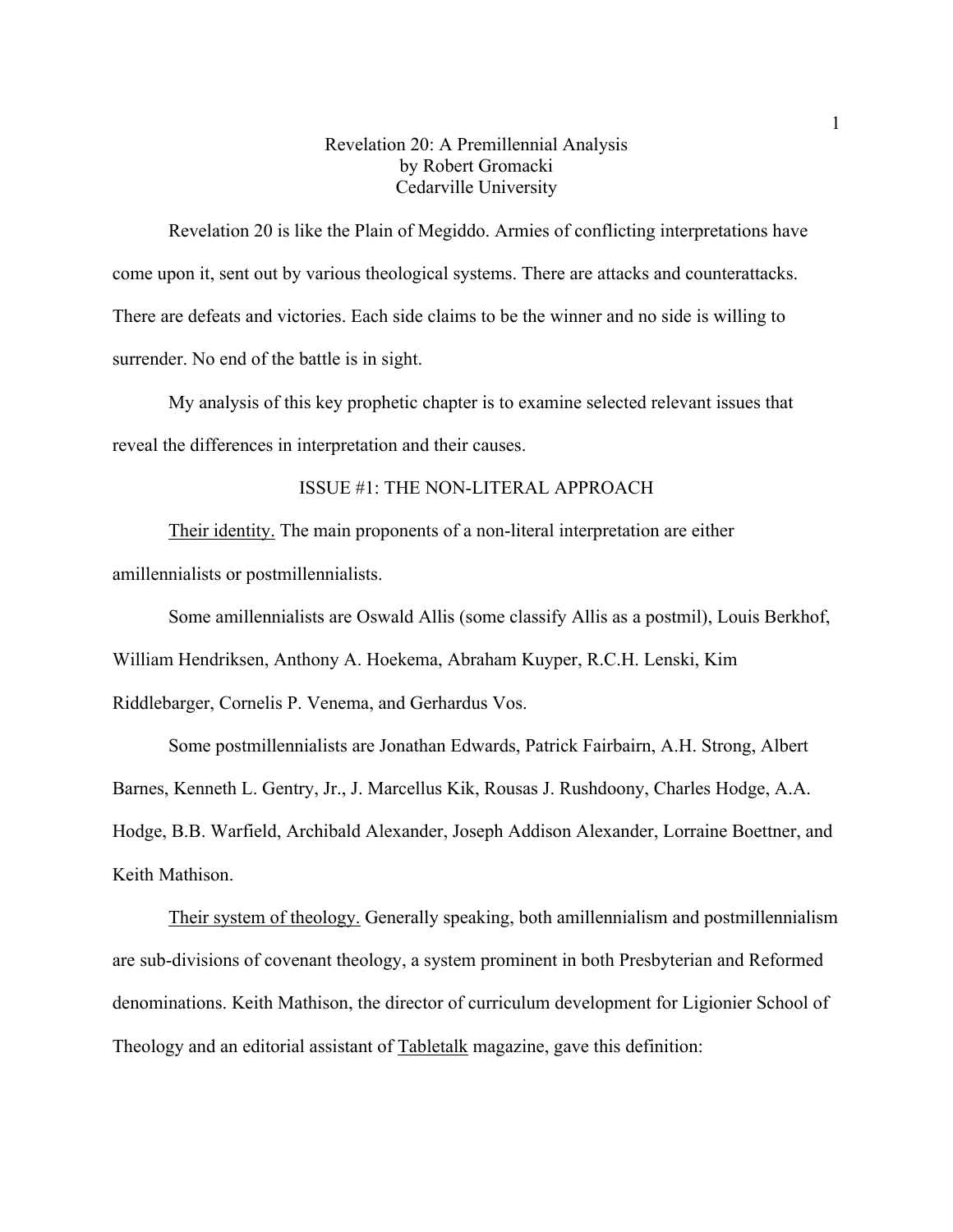# Revelation 20: A Premillennial Analysis

by Robert Gromacki

Cedarville University

Revelation 20 is like the Plain of Megiddo. Armies of conflicting interpretations have come upon it, sent out by various theological systems. There are attacks and counterattacks. There are defeats and victories. Each side claims to be the winner and no side is willing to surrender. No end of the battle is in sight.

My analysis of this key prophetic chapter is to examine selected relevant issues that reveal the differences in interpretation and their causes.

## ISSUE #1: THE NON-LITERAL APPROACH

<u>Their identity.</u> The main proponents of a non-literal interpretation are either amillennialists or postmillennialists.

Some amillennialists are Oswald Allis (some classify Allis as a postmil), Louis Berkhof, William Hendriksen, Anthony A. Hoekema, Abraham Kuyper, R.C.H. Lenski, Kim Riddlebarger, Cornelis P. Venema, and Gerhardus Vos.

Some postmillennialists are Jonathan Edwards, Patrick Fairbairn, A.H. Strong, Albert Barnes, Kenneth L. Gentry, Jr., J. Marcellus Kik, Rousas J. Rushdoony, Charles Hodge, A.A. Hodge, B.B. Warfield, Archibald Alexander, Joseph Addison Alexander, Lorraine Boettner, and Keith Mathison.

<u>Their system of theology.</u> Generally speaking, both amillennialism and postmillennialism are sub-divisions of covenant theology, a system prominent in both Presbyterian and Reformed denominations. Keith Mathison, the director of curriculum development for Ligionier School of Theology and an editorial assistant of <u>Tabletalk</u> magazine, gave this definition: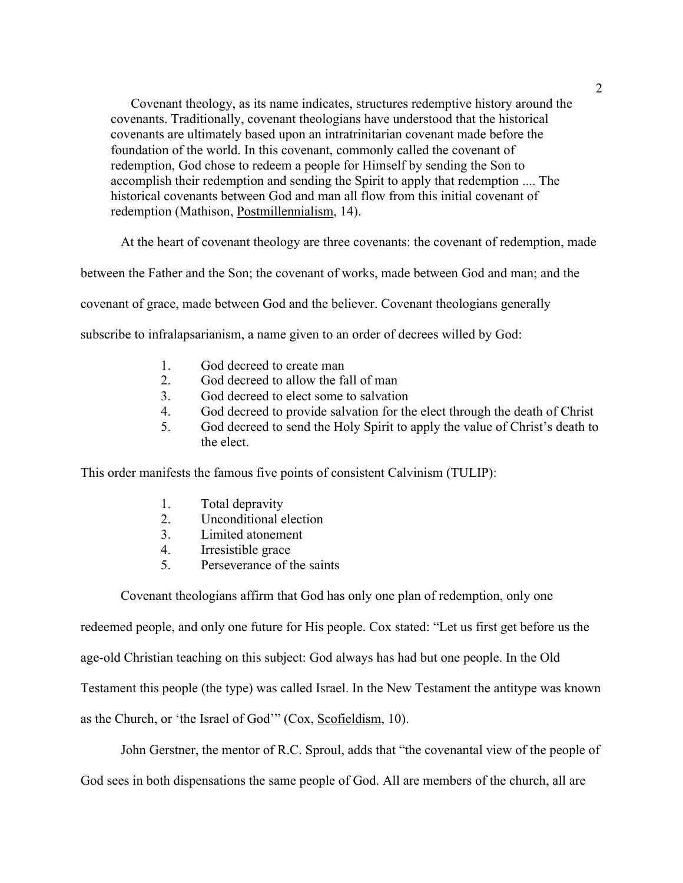> Covenant theology, as its name indicates, structures redemptive history around the covenants. Traditionally, covenant theologians have understood that the historical covenants are ultimately based upon an intratrinitarian covenant made before the foundation of the world. In this covenant, commonly called the covenant of redemption, God chose to redeem a people for Himself by sending the Son to accomplish their redemption and sending the Spirit to apply that redemption .... The historical covenants between God and man all flow from this initial covenant of redemption (Mathison, Postmillennialism, 14).

At the heart of covenant theology are three covenants: the covenant of redemption, made between the Father and the Son; the covenant of works, made between God and man; and the covenant of grace, made between God and the believer. Covenant theologians generally subscribe to infralapsarianism, a name given to an order of decrees willed by God:

1. God decreed to create man
2. God decreed to allow the fall of man
3. God decreed to elect some to salvation
4. God decreed to provide salvation for the elect through the death of Christ
5. God decreed to send the Holy Spirit to apply the value of Christ's death to the elect.

This order manifests the famous five points of consistent Calvinism (TULIP):

1. Total depravity
2. Unconditional election
3. Limited atonement
4. Irresistible grace
5. Perseverance of the saints

Covenant theologians affirm that God has only one plan of redemption, only one redeemed people, and only one future for His people. Cox stated: "Let us first get before us the age-old Christian teaching on this subject: God always has had but one people. In the Old Testament this people (the type) was called Israel. In the New Testament the antitype was known as the Church, or 'the Israel of God'" (Cox, Scofieldism, 10).

John Gerstner, the mentor of R.C. Sproul, adds that "the covenantal view of the people of God sees in both dispensations the same people of God. All are members of the church, all are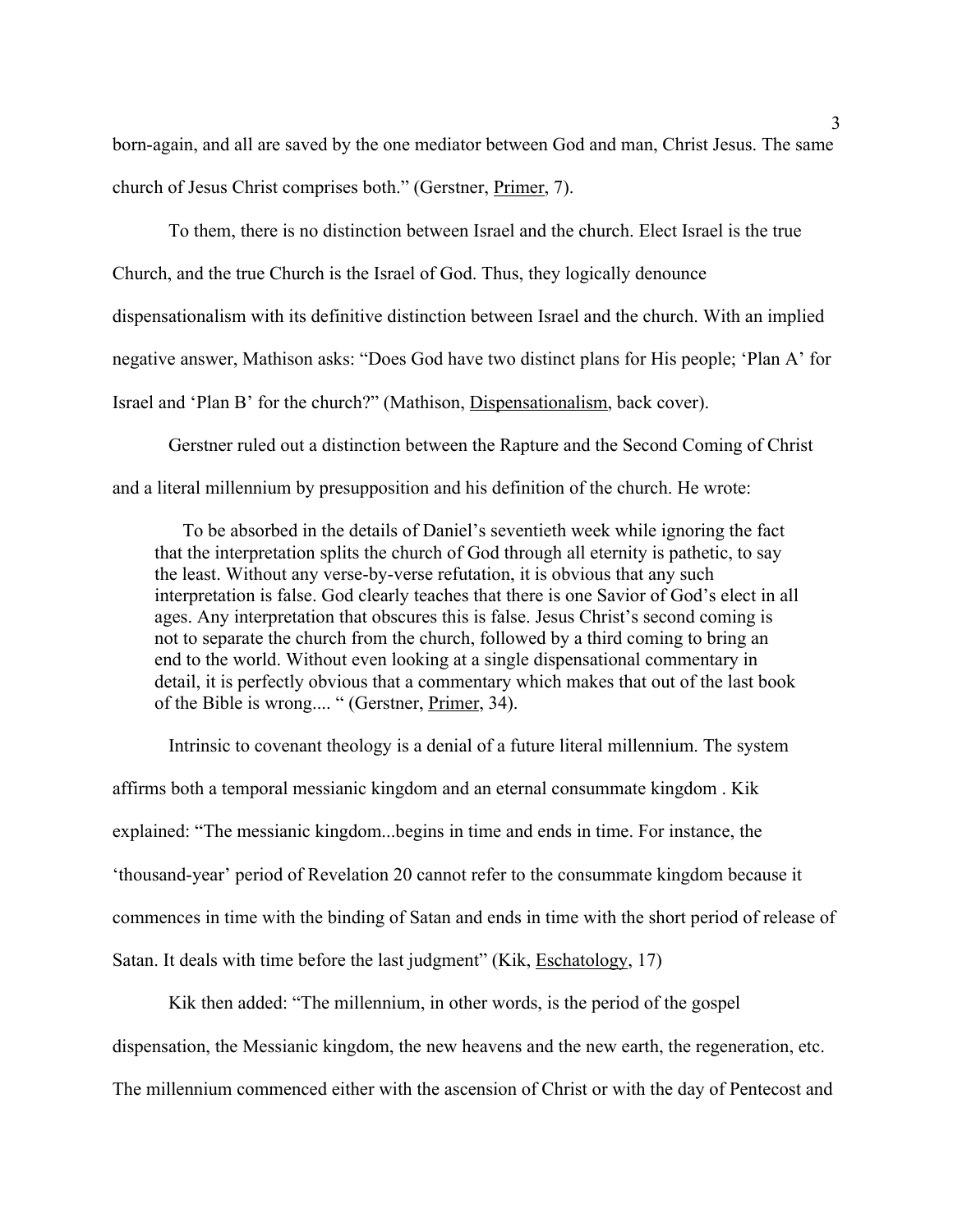born-again, and all are saved by the one mediator between God and man, Christ Jesus. The same church of Jesus Christ comprises both." (Gerstner, Primer, 7).

To them, there is no distinction between Israel and the church. Elect Israel is the true Church, and the true Church is the Israel of God. Thus, they logically denounce dispensationalism with its definitive distinction between Israel and the church. With an implied negative answer, Mathison asks: "Does God have two distinct plans for His people; 'Plan A' for Israel and 'Plan B' for the church?" (Mathison, Dispensationalism, back cover).

Gerstner ruled out a distinction between the Rapture and the Second Coming of Christ and a literal millennium by presupposition and his definition of the church. He wrote:

> To be absorbed in the details of Daniel's seventieth week while ignoring the fact that the interpretation splits the church of God through all eternity is pathetic, to say the least. Without any verse-by-verse refutation, it is obvious that any such interpretation is false. God clearly teaches that there is one Savior of God's elect in all ages. Any interpretation that obscures this is false. Jesus Christ's second coming is not to separate the church from the church, followed by a third coming to bring an end to the world. Without even looking at a single dispensational commentary in detail, it is perfectly obvious that a commentary which makes that out of the last book of the Bible is wrong.... " (Gerstner, Primer, 34).

Intrinsic to covenant theology is a denial of a future literal millennium. The system affirms both a temporal messianic kingdom and an eternal consummate kingdom . Kik explained: "The messianic kingdom...begins in time and ends in time. For instance, the 'thousand-year' period of Revelation 20 cannot refer to the consummate kingdom because it commences in time with the binding of Satan and ends in time with the short period of release of Satan. It deals with time before the last judgment" (Kik, Eschatology, 17)

Kik then added: "The millennium, in other words, is the period of the gospel dispensation, the Messianic kingdom, the new heavens and the new earth, the regeneration, etc. The millennium commenced either with the ascension of Christ or with the day of Pentecost and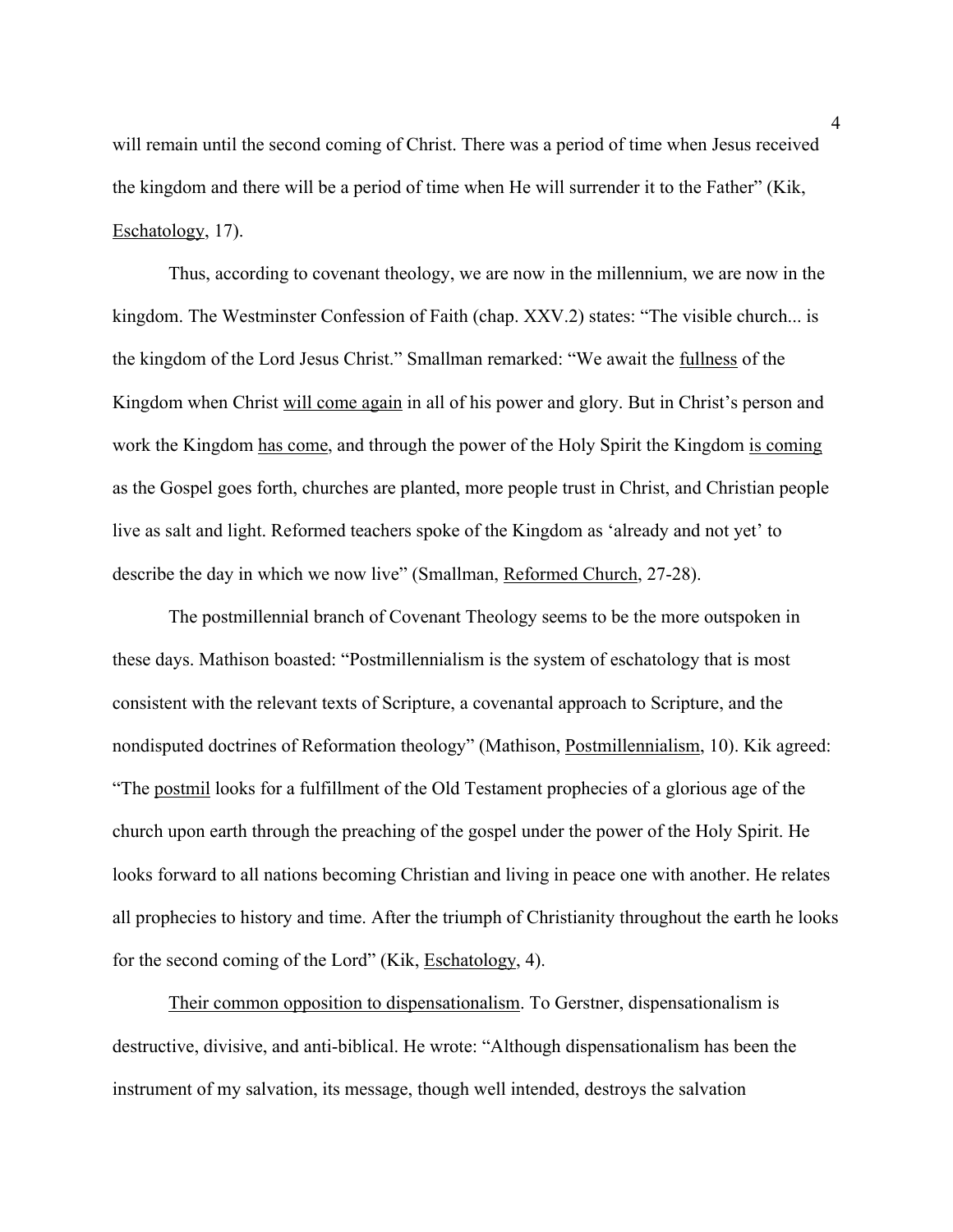will remain until the second coming of Christ. There was a period of time when Jesus received the kingdom and there will be a period of time when He will surrender it to the Father" (Kik, <u>Eschatology</u>, 17).

Thus, according to covenant theology, we are now in the millennium, we are now in the kingdom. The Westminster Confession of Faith (chap. XXV.2) states: "The visible church... is the kingdom of the Lord Jesus Christ." Smallman remarked: "We await the <u>fullness</u> of the Kingdom when Christ <u>will come again</u> in all of his power and glory. But in Christ's person and work the Kingdom <u>has come</u>, and through the power of the Holy Spirit the Kingdom <u>is coming</u> as the Gospel goes forth, churches are planted, more people trust in Christ, and Christian people live as salt and light. Reformed teachers spoke of the Kingdom as 'already and not yet' to describe the day in which we now live" (Smallman, <u>Reformed Church</u>, 27-28).

The postmillennial branch of Covenant Theology seems to be the more outspoken in these days. Mathison boasted: "Postmillennialism is the system of eschatology that is most consistent with the relevant texts of Scripture, a covenantal approach to Scripture, and the nondisputed doctrines of Reformation theology" (Mathison, <u>Postmillennialism</u>, 10). Kik agreed: "The <u>postmil</u> looks for a fulfillment of the Old Testament prophecies of a glorious age of the church upon earth through the preaching of the gospel under the power of the Holy Spirit. He looks forward to all nations becoming Christian and living in peace one with another. He relates all prophecies to history and time. After the triumph of Christianity throughout the earth he looks for the second coming of the Lord" (Kik, <u>Eschatology</u>, 4).

<u>Their common opposition to dispensationalism</u>. To Gerstner, dispensationalism is destructive, divisive, and anti-biblical. He wrote: "Although dispensationalism has been the instrument of my salvation, its message, though well intended, destroys the salvation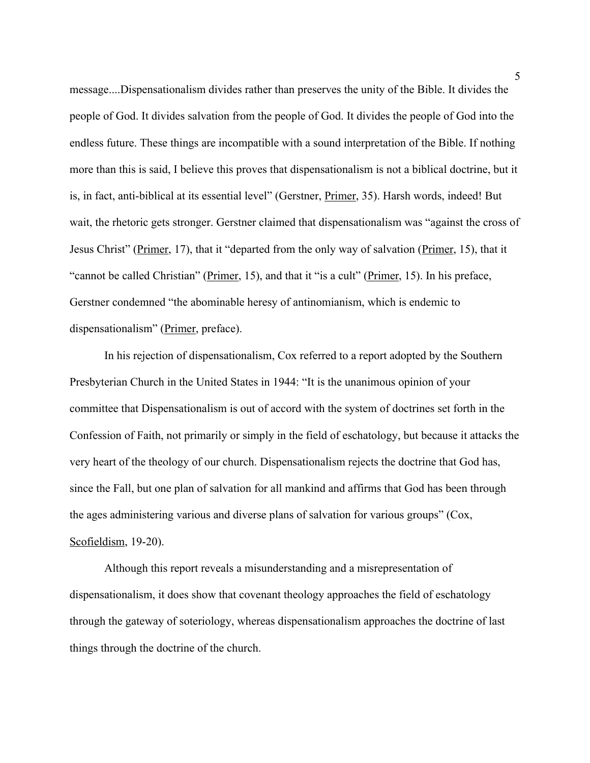message....Dispensationalism divides rather than preserves the unity of the Bible. It divides the people of God. It divides salvation from the people of God. It divides the people of God into the endless future. These things are incompatible with a sound interpretation of the Bible. If nothing more than this is said, I believe this proves that dispensationalism is not a biblical doctrine, but it is, in fact, anti-biblical at its essential level" (Gerstner, Primer, 35). Harsh words, indeed! But wait, the rhetoric gets stronger. Gerstner claimed that dispensationalism was "against the cross of Jesus Christ" (Primer, 17), that it "departed from the only way of salvation (Primer, 15), that it "cannot be called Christian" (Primer, 15), and that it "is a cult" (Primer, 15). In his preface, Gerstner condemned "the abominable heresy of antinomianism, which is endemic to dispensationalism" (Primer, preface).

In his rejection of dispensationalism, Cox referred to a report adopted by the Southern Presbyterian Church in the United States in 1944: "It is the unanimous opinion of your committee that Dispensationalism is out of accord with the system of doctrines set forth in the Confession of Faith, not primarily or simply in the field of eschatology, but because it attacks the very heart of the theology of our church. Dispensationalism rejects the doctrine that God has, since the Fall, but one plan of salvation for all mankind and affirms that God has been through the ages administering various and diverse plans of salvation for various groups" (Cox, Scofieldism, 19-20).

Although this report reveals a misunderstanding and a misrepresentation of dispensationalism, it does show that covenant theology approaches the field of eschatology through the gateway of soteriology, whereas dispensationalism approaches the doctrine of last things through the doctrine of the church.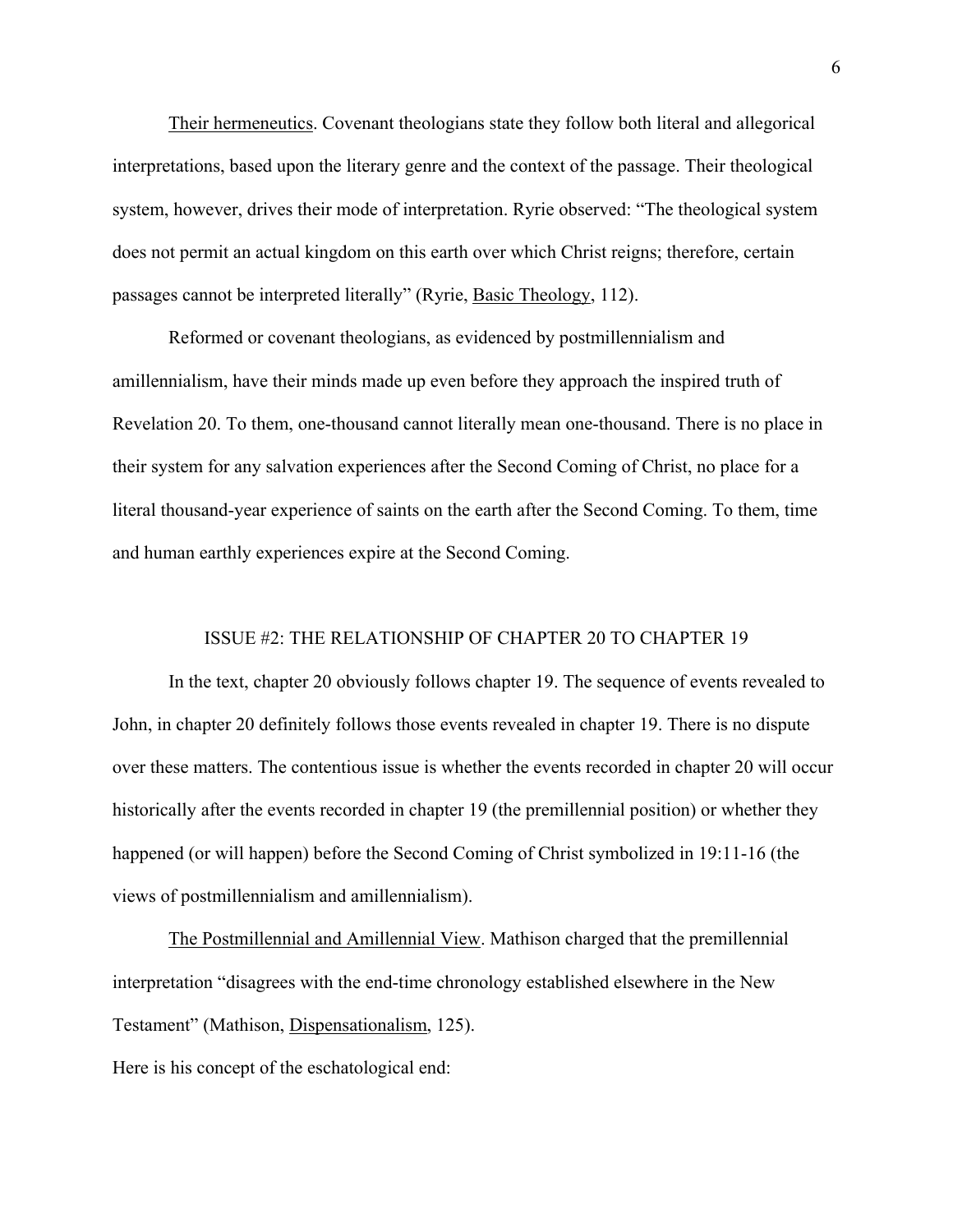Their hermeneutics. Covenant theologians state they follow both literal and allegorical interpretations, based upon the literary genre and the context of the passage. Their theological system, however, drives their mode of interpretation. Ryrie observed: "The theological system does not permit an actual kingdom on this earth over which Christ reigns; therefore, certain passages cannot be interpreted literally" (Ryrie, Basic Theology, 112).

Reformed or covenant theologians, as evidenced by postmillennialism and amillennialism, have their minds made up even before they approach the inspired truth of Revelation 20. To them, one-thousand cannot literally mean one-thousand. There is no place in their system for any salvation experiences after the Second Coming of Christ, no place for a literal thousand-year experience of saints on the earth after the Second Coming. To them, time and human earthly experiences expire at the Second Coming.

## ISSUE #2: THE RELATIONSHIP OF CHAPTER 20 TO CHAPTER 19

In the text, chapter 20 obviously follows chapter 19. The sequence of events revealed to John, in chapter 20 definitely follows those events revealed in chapter 19. There is no dispute over these matters. The contentious issue is whether the events recorded in chapter 20 will occur historically after the events recorded in chapter 19 (the premillennial position) or whether they happened (or will happen) before the Second Coming of Christ symbolized in 19:11-16 (the views of postmillennialism and amillennialism).

The Postmillennial and Amillennial View. Mathison charged that the premillennial interpretation "disagrees with the end-time chronology established elsewhere in the New Testament" (Mathison, Dispensationalism, 125).

Here is his concept of the eschatological end: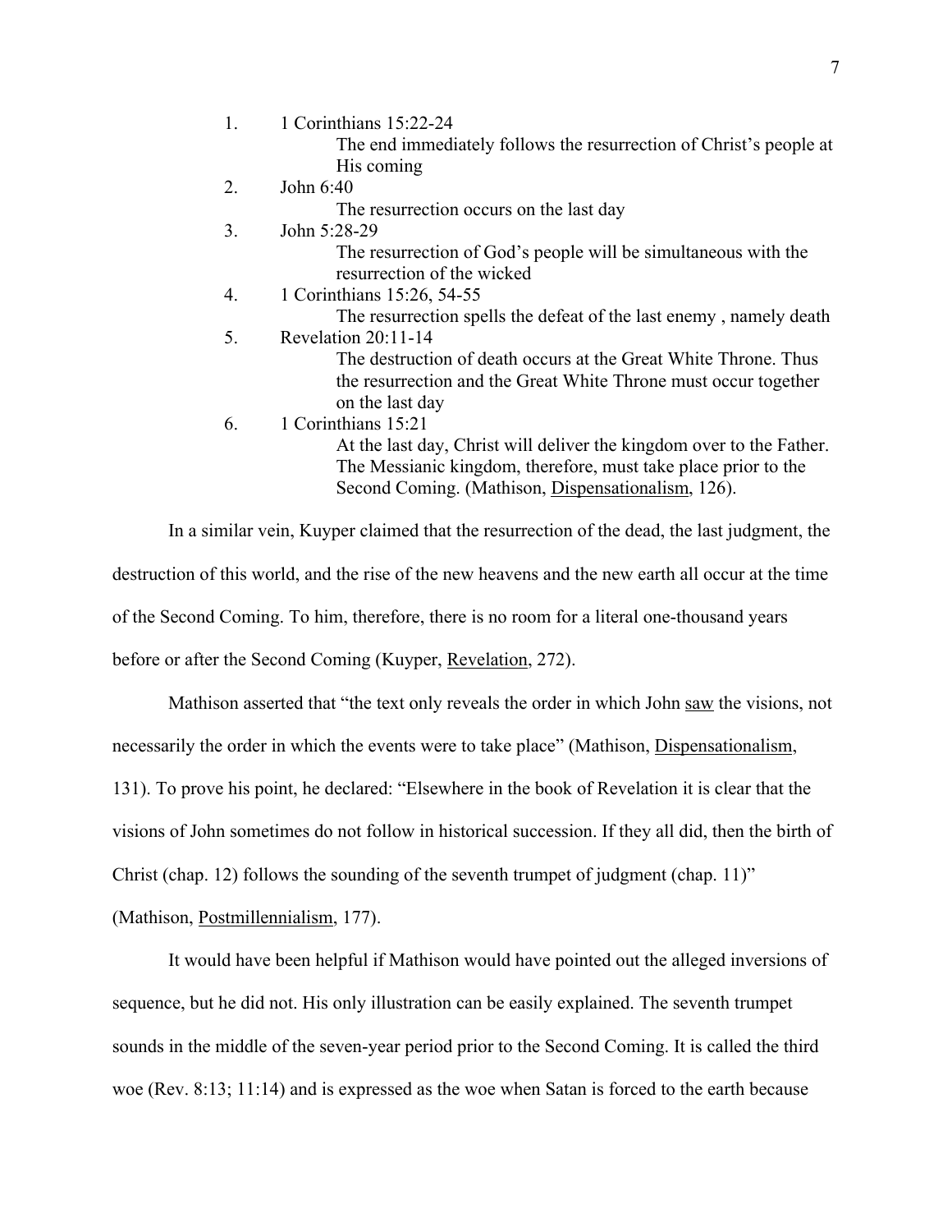1. 1 Corinthians 15:22-24
   The end immediately follows the resurrection of Christ's people at His coming
2. John 6:40
   The resurrection occurs on the last day
3. John 5:28-29
   The resurrection of God's people will be simultaneous with the resurrection of the wicked
4. 1 Corinthians 15:26, 54-55
   The resurrection spells the defeat of the last enemy , namely death
5. Revelation 20:11-14
   The destruction of death occurs at the Great White Throne. Thus the resurrection and the Great White Throne must occur together on the last day
6. 1 Corinthians 15:21
   At the last day, Christ will deliver the kingdom over to the Father. The Messianic kingdom, therefore, must take place prior to the Second Coming. (Mathison, Dispensationalism, 126).

In a similar vein, Kuyper claimed that the resurrection of the dead, the last judgment, the destruction of this world, and the rise of the new heavens and the new earth all occur at the time of the Second Coming. To him, therefore, there is no room for a literal one-thousand years before or after the Second Coming (Kuyper, Revelation, 272).

Mathison asserted that "the text only reveals the order in which John saw the visions, not necessarily the order in which the events were to take place" (Mathison, Dispensationalism, 131). To prove his point, he declared: "Elsewhere in the book of Revelation it is clear that the visions of John sometimes do not follow in historical succession. If they all did, then the birth of Christ (chap. 12) follows the sounding of the seventh trumpet of judgment (chap. 11)" (Mathison, Postmillennialism, 177).

It would have been helpful if Mathison would have pointed out the alleged inversions of sequence, but he did not. His only illustration can be easily explained. The seventh trumpet sounds in the middle of the seven-year period prior to the Second Coming. It is called the third woe (Rev. 8:13; 11:14) and is expressed as the woe when Satan is forced to the earth because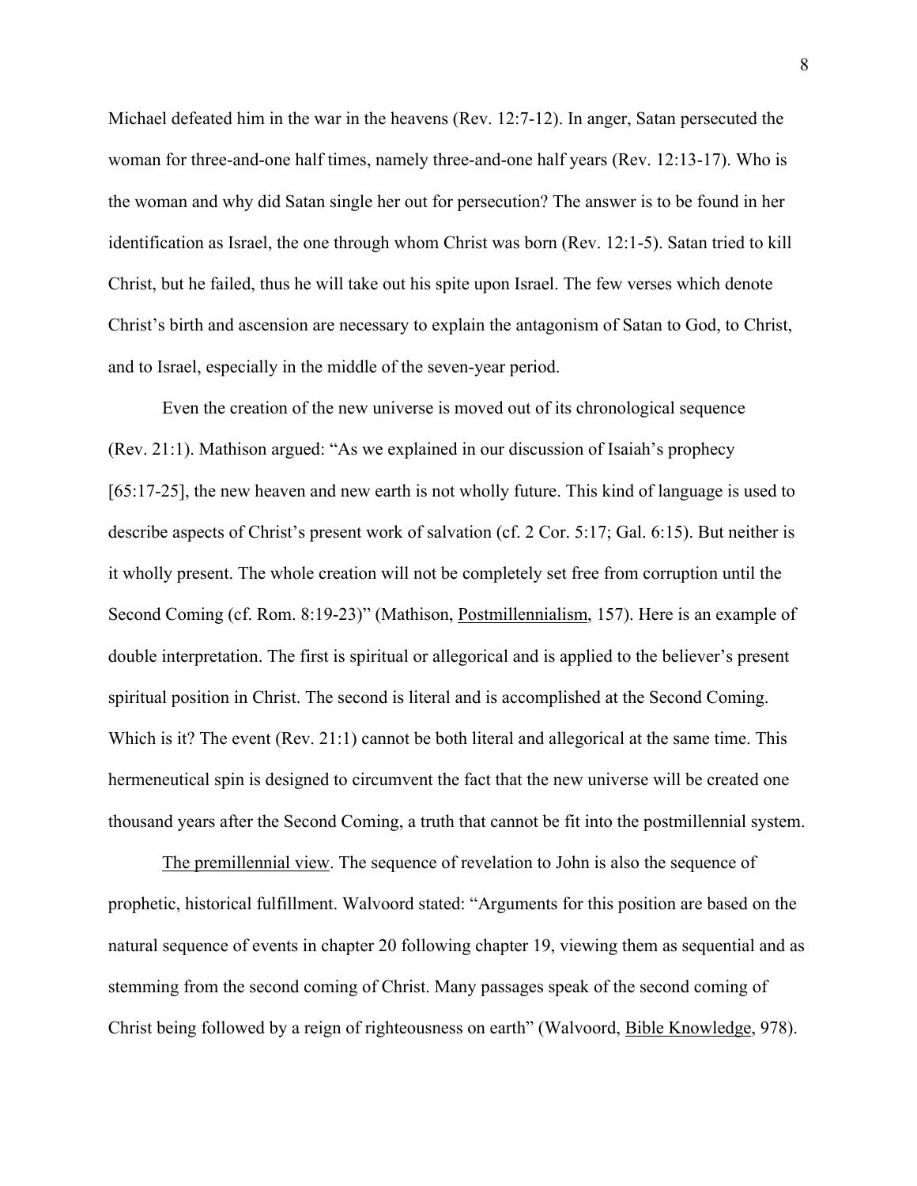Michael defeated him in the war in the heavens (Rev. 12:7-12). In anger, Satan persecuted the woman for three-and-one half times, namely three-and-one half years (Rev. 12:13-17). Who is the woman and why did Satan single her out for persecution? The answer is to be found in her identification as Israel, the one through whom Christ was born (Rev. 12:1-5). Satan tried to kill Christ, but he failed, thus he will take out his spite upon Israel. The few verses which denote Christ's birth and ascension are necessary to explain the antagonism of Satan to God, to Christ, and to Israel, especially in the middle of the seven-year period.

Even the creation of the new universe is moved out of its chronological sequence (Rev. 21:1). Mathison argued: "As we explained in our discussion of Isaiah's prophecy [65:17-25], the new heaven and new earth is not wholly future. This kind of language is used to describe aspects of Christ's present work of salvation (cf. 2 Cor. 5:17; Gal. 6:15). But neither is it wholly present. The whole creation will not be completely set free from corruption until the Second Coming (cf. Rom. 8:19-23)" (Mathison, <u>Postmillennialism</u>, 157). Here is an example of double interpretation. The first is spiritual or allegorical and is applied to the believer's present spiritual position in Christ. The second is literal and is accomplished at the Second Coming. Which is it? The event (Rev. 21:1) cannot be both literal and allegorical at the same time. This hermeneutical spin is designed to circumvent the fact that the new universe will be created one thousand years after the Second Coming, a truth that cannot be fit into the postmillennial system.

<u>The premillennial view</u>. The sequence of revelation to John is also the sequence of prophetic, historical fulfillment. Walvoord stated: "Arguments for this position are based on the natural sequence of events in chapter 20 following chapter 19, viewing them as sequential and as stemming from the second coming of Christ. Many passages speak of the second coming of Christ being followed by a reign of righteousness on earth" (Walvoord, <u>Bible Knowledge</u>, 978).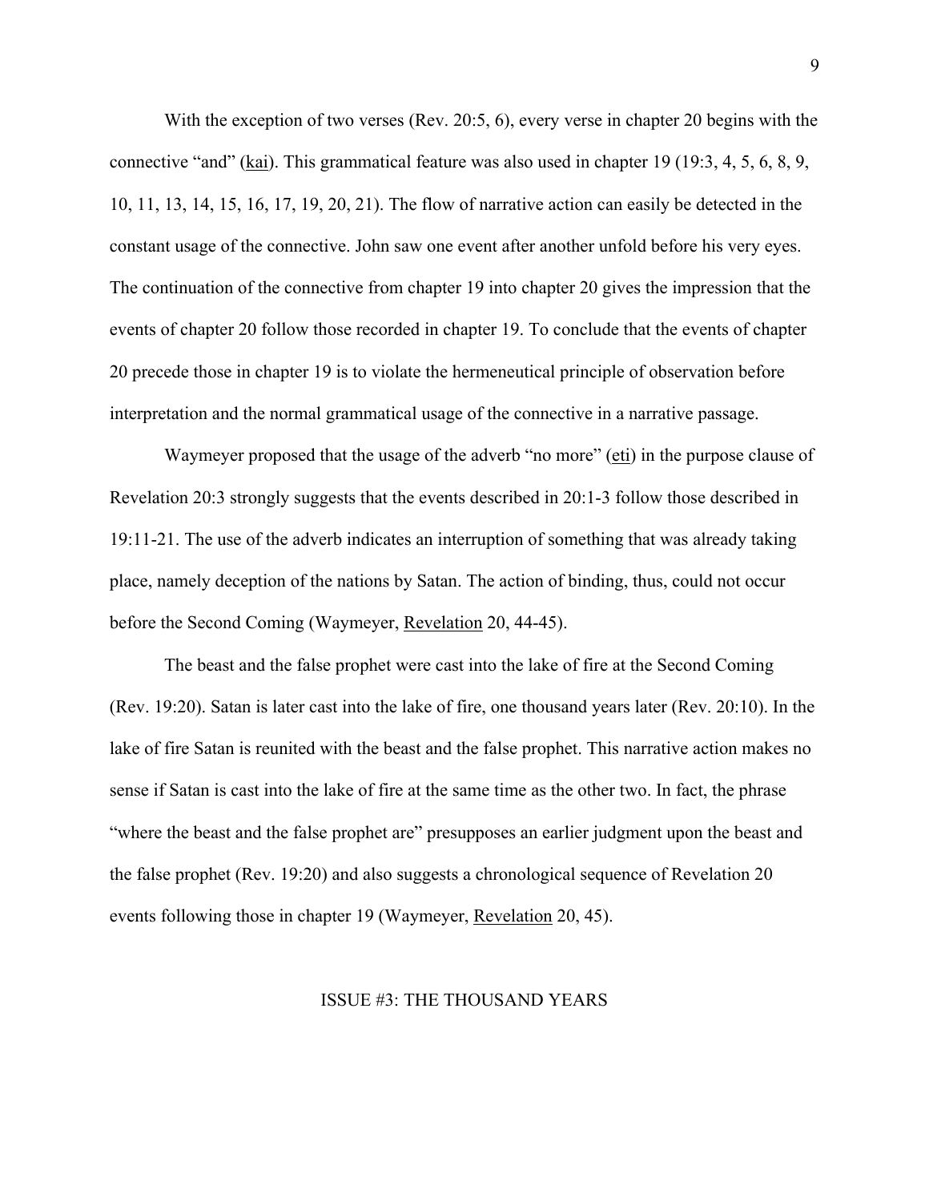With the exception of two verses (Rev. 20:5, 6), every verse in chapter 20 begins with the connective "and" (<u>kai</u>). This grammatical feature was also used in chapter 19 (19:3, 4, 5, 6, 8, 9, 10, 11, 13, 14, 15, 16, 17, 19, 20, 21). The flow of narrative action can easily be detected in the constant usage of the connective. John saw one event after another unfold before his very eyes. The continuation of the connective from chapter 19 into chapter 20 gives the impression that the events of chapter 20 follow those recorded in chapter 19. To conclude that the events of chapter 20 precede those in chapter 19 is to violate the hermeneutical principle of observation before interpretation and the normal grammatical usage of the connective in a narrative passage.

Waymeyer proposed that the usage of the adverb "no more" (<u>eti</u>) in the purpose clause of Revelation 20:3 strongly suggests that the events described in 20:1-3 follow those described in 19:11-21. The use of the adverb indicates an interruption of something that was already taking place, namely deception of the nations by Satan. The action of binding, thus, could not occur before the Second Coming (Waymeyer, <u>Revelation</u> 20, 44-45).

The beast and the false prophet were cast into the lake of fire at the Second Coming (Rev. 19:20). Satan is later cast into the lake of fire, one thousand years later (Rev. 20:10). In the lake of fire Satan is reunited with the beast and the false prophet. This narrative action makes no sense if Satan is cast into the lake of fire at the same time as the other two. In fact, the phrase "where the beast and the false prophet are" presupposes an earlier judgment upon the beast and the false prophet (Rev. 19:20) and also suggests a chronological sequence of Revelation 20 events following those in chapter 19 (Waymeyer, <u>Revelation</u> 20, 45).

## ISSUE #3: THE THOUSAND YEARS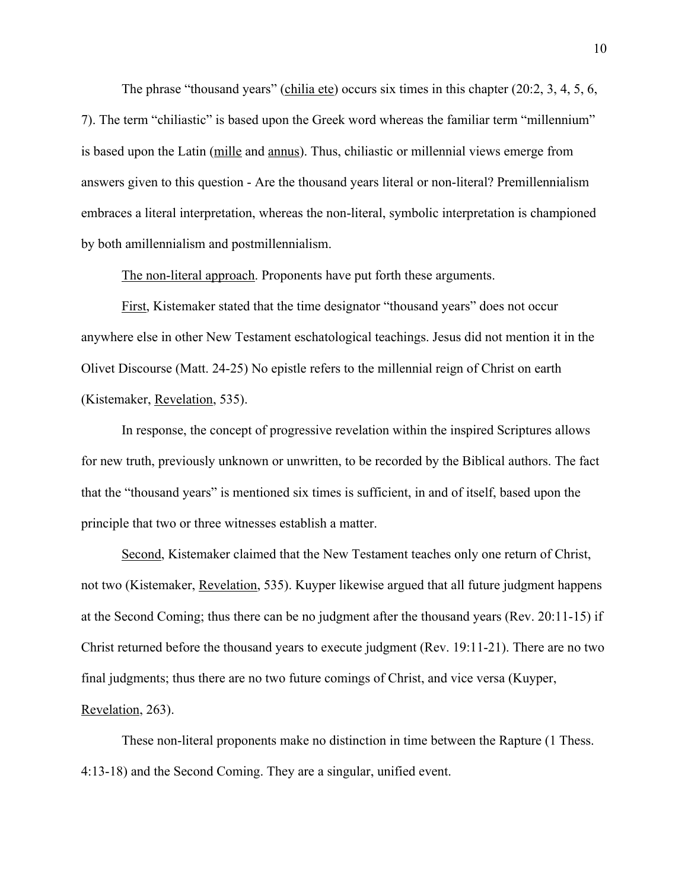The phrase "thousand years" (<u>chilia ete</u>) occurs six times in this chapter (20:2, 3, 4, 5, 6, 7). The term "chiliastic" is based upon the Greek word whereas the familiar term "millennium" is based upon the Latin (<u>mille</u> and <u>annus</u>). Thus, chiliastic or millennial views emerge from answers given to this question - Are the thousand years literal or non-literal? Premillennialism embraces a literal interpretation, whereas the non-literal, symbolic interpretation is championed by both amillennialism and postmillennialism.

<u>The non-literal approach</u>. Proponents have put forth these arguments.

<u>First</u>, Kistemaker stated that the time designator "thousand years" does not occur anywhere else in other New Testament eschatological teachings. Jesus did not mention it in the Olivet Discourse (Matt. 24-25) No epistle refers to the millennial reign of Christ on earth (Kistemaker, <u>Revelation</u>, 535).

In response, the concept of progressive revelation within the inspired Scriptures allows for new truth, previously unknown or unwritten, to be recorded by the Biblical authors. The fact that the "thousand years" is mentioned six times is sufficient, in and of itself, based upon the principle that two or three witnesses establish a matter.

<u>Second</u>, Kistemaker claimed that the New Testament teaches only one return of Christ, not two (Kistemaker, <u>Revelation</u>, 535). Kuyper likewise argued that all future judgment happens at the Second Coming; thus there can be no judgment after the thousand years (Rev. 20:11-15) if Christ returned before the thousand years to execute judgment (Rev. 19:11-21). There are no two final judgments; thus there are no two future comings of Christ, and vice versa (Kuyper, <u>Revelation</u>, 263).

These non-literal proponents make no distinction in time between the Rapture (1 Thess. 4:13-18) and the Second Coming. They are a singular, unified event.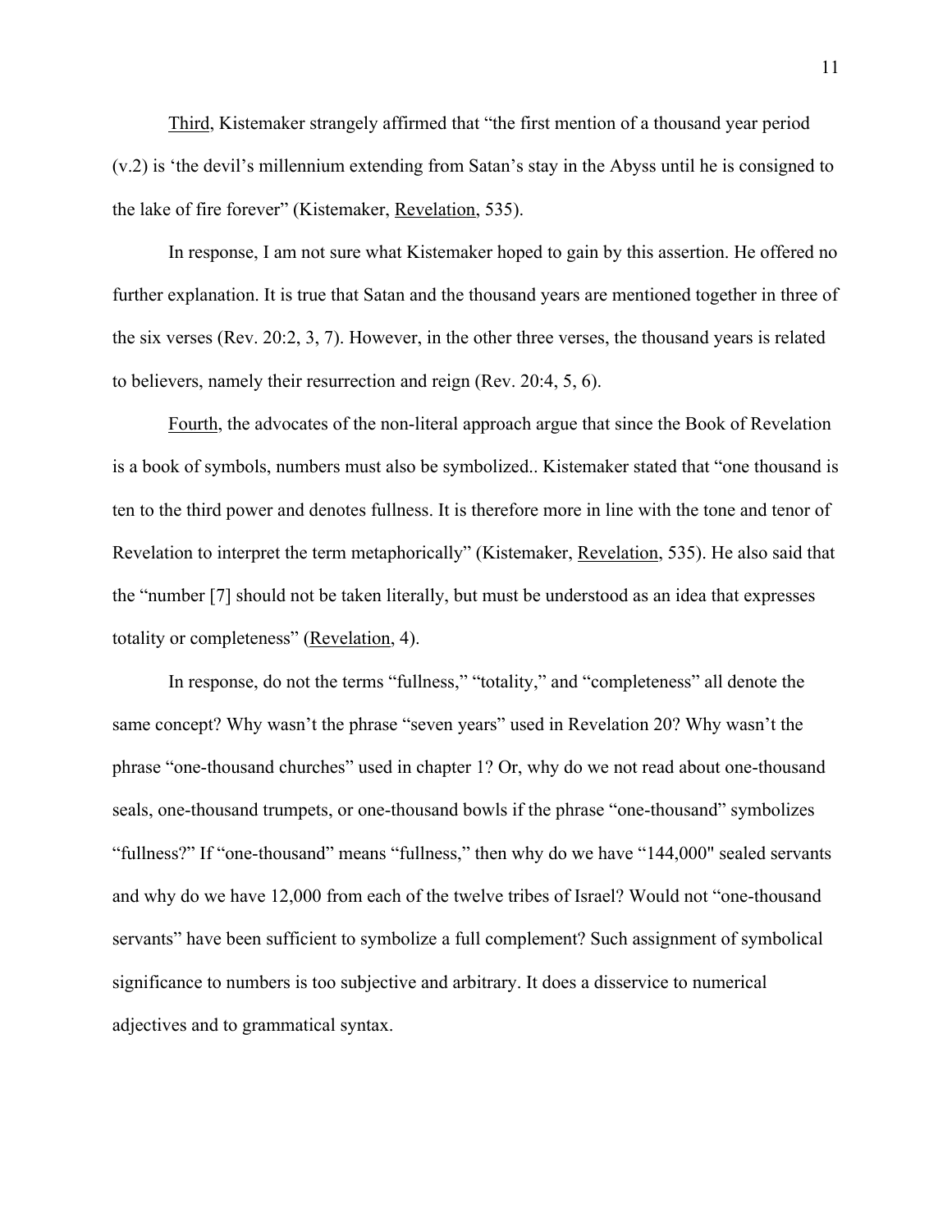Third, Kistemaker strangely affirmed that "the first mention of a thousand year period (v.2) is 'the devil's millennium extending from Satan's stay in the Abyss until he is consigned to the lake of fire forever" (Kistemaker, Revelation, 535).

In response, I am not sure what Kistemaker hoped to gain by this assertion. He offered no further explanation. It is true that Satan and the thousand years are mentioned together in three of the six verses (Rev. 20:2, 3, 7). However, in the other three verses, the thousand years is related to believers, namely their resurrection and reign (Rev. 20:4, 5, 6).

Fourth, the advocates of the non-literal approach argue that since the Book of Revelation is a book of symbols, numbers must also be symbolized.. Kistemaker stated that "one thousand is ten to the third power and denotes fullness. It is therefore more in line with the tone and tenor of Revelation to interpret the term metaphorically" (Kistemaker, Revelation, 535). He also said that the "number [7] should not be taken literally, but must be understood as an idea that expresses totality or completeness" (Revelation, 4).

In response, do not the terms "fullness," "totality," and "completeness" all denote the same concept? Why wasn't the phrase "seven years" used in Revelation 20? Why wasn't the phrase "one-thousand churches" used in chapter 1? Or, why do we not read about one-thousand seals, one-thousand trumpets, or one-thousand bowls if the phrase "one-thousand" symbolizes "fullness?" If "one-thousand" means "fullness," then why do we have "144,000" sealed servants and why do we have 12,000 from each of the twelve tribes of Israel? Would not "one-thousand servants" have been sufficient to symbolize a full complement? Such assignment of symbolical significance to numbers is too subjective and arbitrary. It does a disservice to numerical adjectives and to grammatical syntax.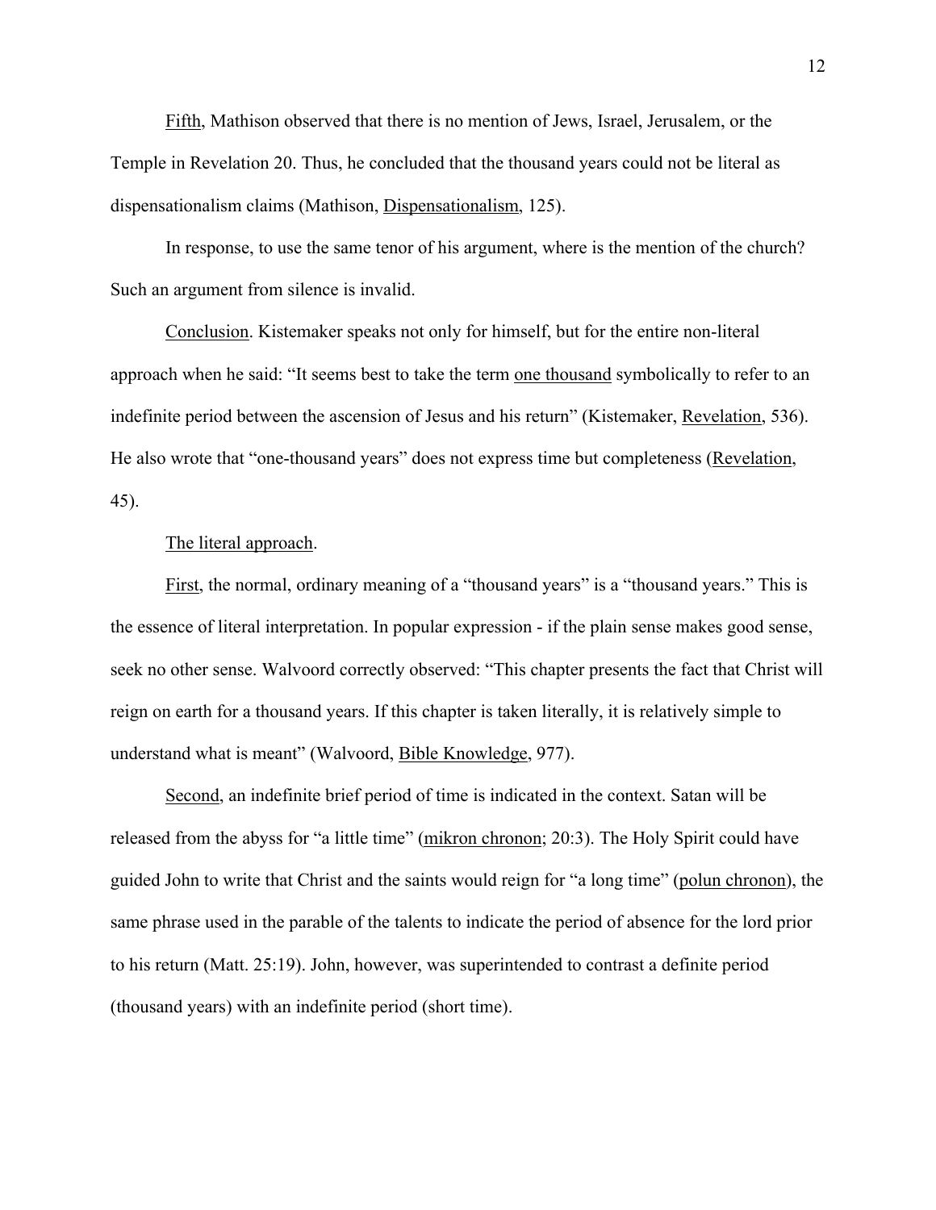Fifth, Mathison observed that there is no mention of Jews, Israel, Jerusalem, or the Temple in Revelation 20. Thus, he concluded that the thousand years could not be literal as dispensationalism claims (Mathison, Dispensationalism, 125).

In response, to use the same tenor of his argument, where is the mention of the church? Such an argument from silence is invalid.

Conclusion. Kistemaker speaks not only for himself, but for the entire non-literal approach when he said: "It seems best to take the term one thousand symbolically to refer to an indefinite period between the ascension of Jesus and his return" (Kistemaker, Revelation, 536). He also wrote that "one-thousand years" does not express time but completeness (Revelation, 45).

The literal approach.

First, the normal, ordinary meaning of a "thousand years" is a "thousand years." This is the essence of literal interpretation. In popular expression - if the plain sense makes good sense, seek no other sense. Walvoord correctly observed: "This chapter presents the fact that Christ will reign on earth for a thousand years. If this chapter is taken literally, it is relatively simple to understand what is meant" (Walvoord, Bible Knowledge, 977).

Second, an indefinite brief period of time is indicated in the context. Satan will be released from the abyss for "a little time" (mikron chronon; 20:3). The Holy Spirit could have guided John to write that Christ and the saints would reign for "a long time" (polun chronon), the same phrase used in the parable of the talents to indicate the period of absence for the lord prior to his return (Matt. 25:19). John, however, was superintended to contrast a definite period (thousand years) with an indefinite period (short time).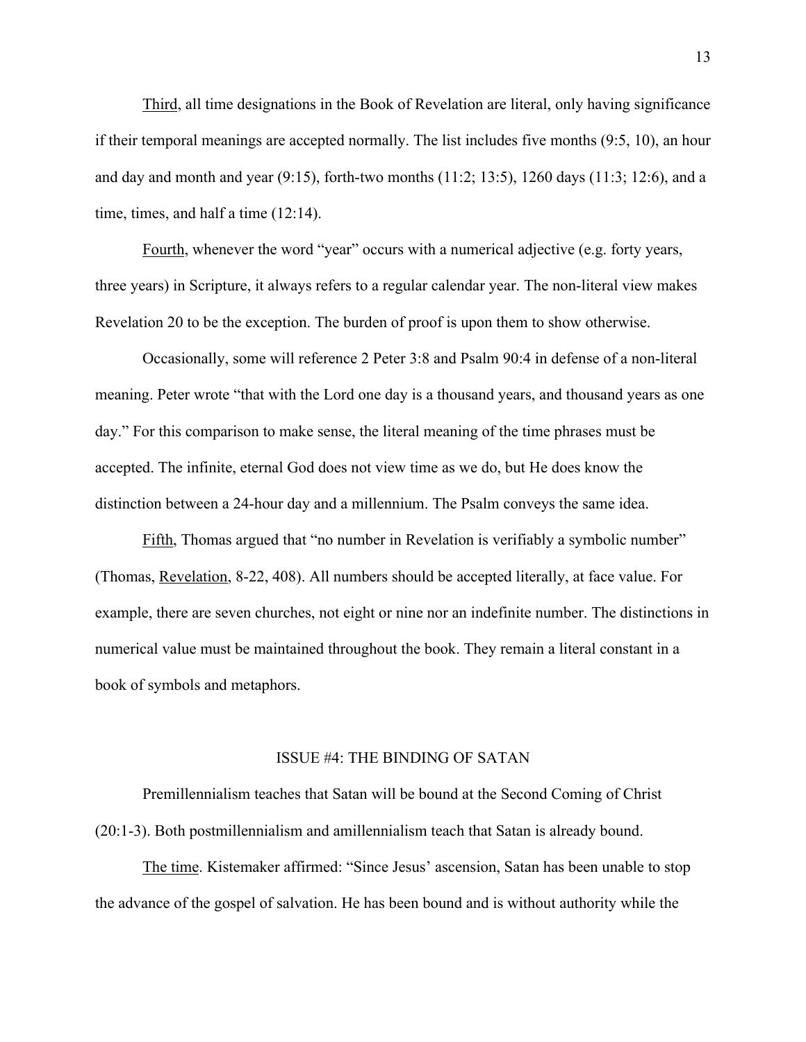Third, all time designations in the Book of Revelation are literal, only having significance if their temporal meanings are accepted normally. The list includes five months (9:5, 10), an hour and day and month and year (9:15), forth-two months (11:2; 13:5), 1260 days (11:3; 12:6), and a time, times, and half a time (12:14).

Fourth, whenever the word "year" occurs with a numerical adjective (e.g. forty years, three years) in Scripture, it always refers to a regular calendar year. The non-literal view makes Revelation 20 to be the exception. The burden of proof is upon them to show otherwise.

Occasionally, some will reference 2 Peter 3:8 and Psalm 90:4 in defense of a non-literal meaning. Peter wrote "that with the Lord one day is a thousand years, and thousand years as one day." For this comparison to make sense, the literal meaning of the time phrases must be accepted. The infinite, eternal God does not view time as we do, but He does know the distinction between a 24-hour day and a millennium. The Psalm conveys the same idea.

Fifth, Thomas argued that "no number in Revelation is verifiably a symbolic number" (Thomas, Revelation, 8-22, 408). All numbers should be accepted literally, at face value. For example, there are seven churches, not eight or nine nor an indefinite number. The distinctions in numerical value must be maintained throughout the book. They remain a literal constant in a book of symbols and metaphors.

## ISSUE #4: THE BINDING OF SATAN

Premillennialism teaches that Satan will be bound at the Second Coming of Christ (20:1-3). Both postmillennialism and amillennialism teach that Satan is already bound.

The time. Kistemaker affirmed: "Since Jesus' ascension, Satan has been unable to stop the advance of the gospel of salvation. He has been bound and is without authority while the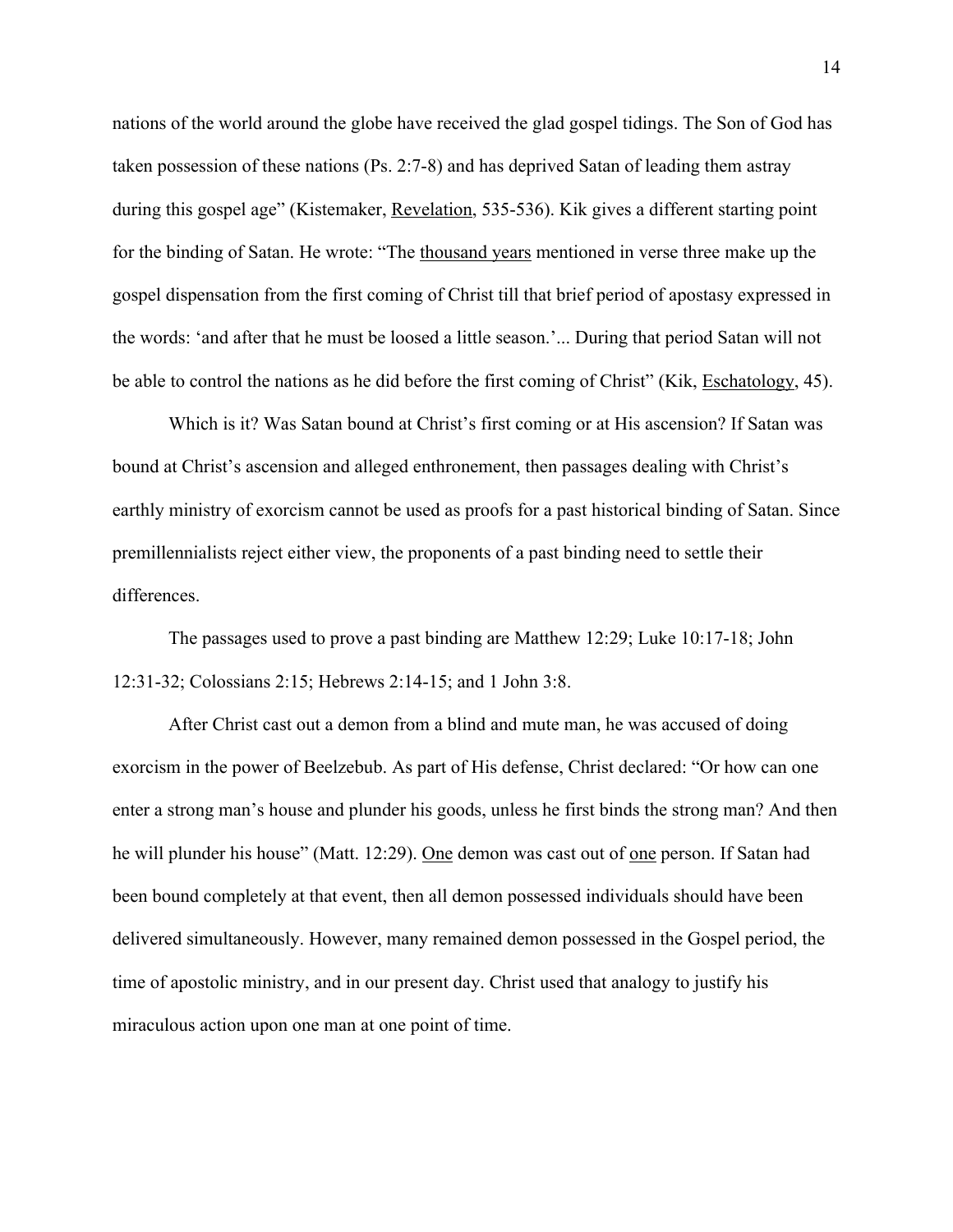nations of the world around the globe have received the glad gospel tidings. The Son of God has taken possession of these nations (Ps. 2:7-8) and has deprived Satan of leading them astray during this gospel age" (Kistemaker, <u>Revelation</u>, 535-536). Kik gives a different starting point for the binding of Satan. He wrote: "The <u>thousand years</u> mentioned in verse three make up the gospel dispensation from the first coming of Christ till that brief period of apostasy expressed in the words: 'and after that he must be loosed a little season.'... During that period Satan will not be able to control the nations as he did before the first coming of Christ" (Kik, <u>Eschatology</u>, 45).

Which is it? Was Satan bound at Christ's first coming or at His ascension? If Satan was bound at Christ's ascension and alleged enthronement, then passages dealing with Christ's earthly ministry of exorcism cannot be used as proofs for a past historical binding of Satan. Since premillennialists reject either view, the proponents of a past binding need to settle their differences.

The passages used to prove a past binding are Matthew 12:29; Luke 10:17-18; John 12:31-32; Colossians 2:15; Hebrews 2:14-15; and 1 John 3:8.

After Christ cast out a demon from a blind and mute man, he was accused of doing exorcism in the power of Beelzebub. As part of His defense, Christ declared: "Or how can one enter a strong man's house and plunder his goods, unless he first binds the strong man? And then he will plunder his house" (Matt. 12:29). <u>One</u> demon was cast out of <u>one</u> person. If Satan had been bound completely at that event, then all demon possessed individuals should have been delivered simultaneously. However, many remained demon possessed in the Gospel period, the time of apostolic ministry, and in our present day. Christ used that analogy to justify his miraculous action upon one man at one point of time.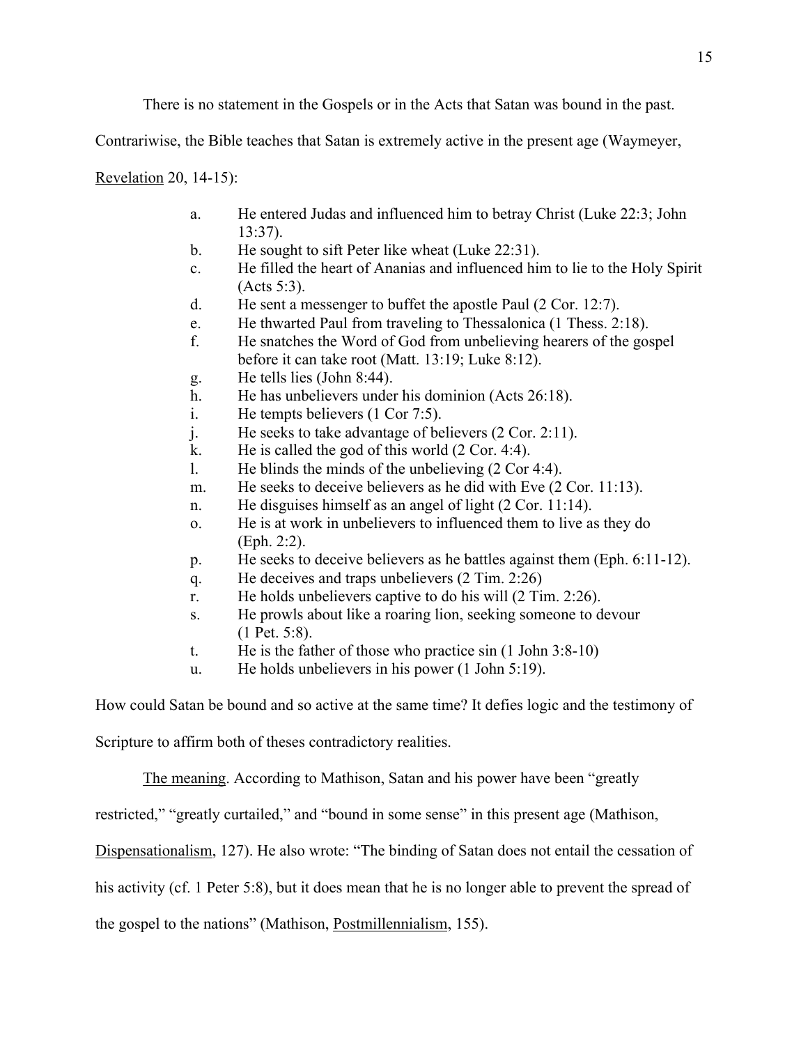There is no statement in the Gospels or in the Acts that Satan was bound in the past. Contrariwise, the Bible teaches that Satan is extremely active in the present age (Waymeyer, Revelation 20, 14-15):

a. He entered Judas and influenced him to betray Christ (Luke 22:3; John 13:37).
b. He sought to sift Peter like wheat (Luke 22:31).
c. He filled the heart of Ananias and influenced him to lie to the Holy Spirit (Acts 5:3).
d. He sent a messenger to buffet the apostle Paul (2 Cor. 12:7).
e. He thwarted Paul from traveling to Thessalonica (1 Thess. 2:18).
f. He snatches the Word of God from unbelieving hearers of the gospel before it can take root (Matt. 13:19; Luke 8:12).
g. He tells lies (John 8:44).
h. He has unbelievers under his dominion (Acts 26:18).
i. He tempts believers (1 Cor 7:5).
j. He seeks to take advantage of believers (2 Cor. 2:11).
k. He is called the god of this world (2 Cor. 4:4).
l. He blinds the minds of the unbelieving (2 Cor 4:4).
m. He seeks to deceive believers as he did with Eve (2 Cor. 11:13).
n. He disguises himself as an angel of light (2 Cor. 11:14).
o. He is at work in unbelievers to influenced them to live as they do (Eph. 2:2).
p. He seeks to deceive believers as he battles against them (Eph. 6:11-12).
q. He deceives and traps unbelievers (2 Tim. 2:26)
r. He holds unbelievers captive to do his will (2 Tim. 2:26).
s. He prowls about like a roaring lion, seeking someone to devour (1 Pet. 5:8).
t. He is the father of those who practice sin (1 John 3:8-10)
u. He holds unbelievers in his power (1 John 5:19).

How could Satan be bound and so active at the same time? It defies logic and the testimony of Scripture to affirm both of theses contradictory realities.

The meaning. According to Mathison, Satan and his power have been "greatly restricted," "greatly curtailed," and "bound in some sense" in this present age (Mathison, Dispensationalism, 127). He also wrote: "The binding of Satan does not entail the cessation of his activity (cf. 1 Peter 5:8), but it does mean that he is no longer able to prevent the spread of the gospel to the nations" (Mathison, Postmillennialism, 155).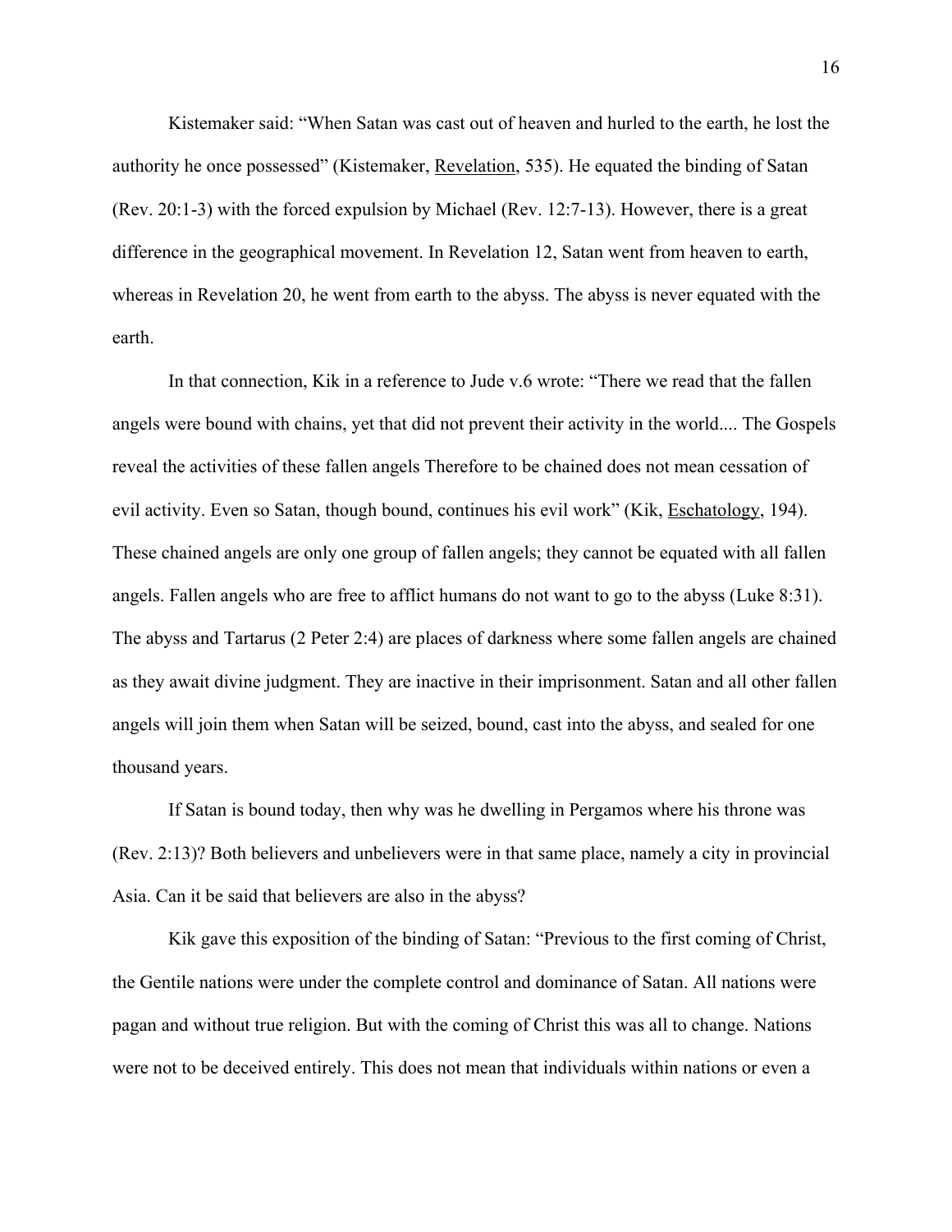Kistemaker said: "When Satan was cast out of heaven and hurled to the earth, he lost the authority he once possessed" (Kistemaker, Revelation, 535). He equated the binding of Satan (Rev. 20:1-3) with the forced expulsion by Michael (Rev. 12:7-13). However, there is a great difference in the geographical movement. In Revelation 12, Satan went from heaven to earth, whereas in Revelation 20, he went from earth to the abyss. The abyss is never equated with the earth.

In that connection, Kik in a reference to Jude v.6 wrote: "There we read that the fallen angels were bound with chains, yet that did not prevent their activity in the world.... The Gospels reveal the activities of these fallen angels Therefore to be chained does not mean cessation of evil activity. Even so Satan, though bound, continues his evil work" (Kik, Eschatology, 194). These chained angels are only one group of fallen angels; they cannot be equated with all fallen angels. Fallen angels who are free to afflict humans do not want to go to the abyss (Luke 8:31). The abyss and Tartarus (2 Peter 2:4) are places of darkness where some fallen angels are chained as they await divine judgment. They are inactive in their imprisonment. Satan and all other fallen angels will join them when Satan will be seized, bound, cast into the abyss, and sealed for one thousand years.

If Satan is bound today, then why was he dwelling in Pergamos where his throne was (Rev. 2:13)? Both believers and unbelievers were in that same place, namely a city in provincial Asia. Can it be said that believers are also in the abyss?

Kik gave this exposition of the binding of Satan: "Previous to the first coming of Christ, the Gentile nations were under the complete control and dominance of Satan. All nations were pagan and without true religion. But with the coming of Christ this was all to change. Nations were not to be deceived entirely. This does not mean that individuals within nations or even a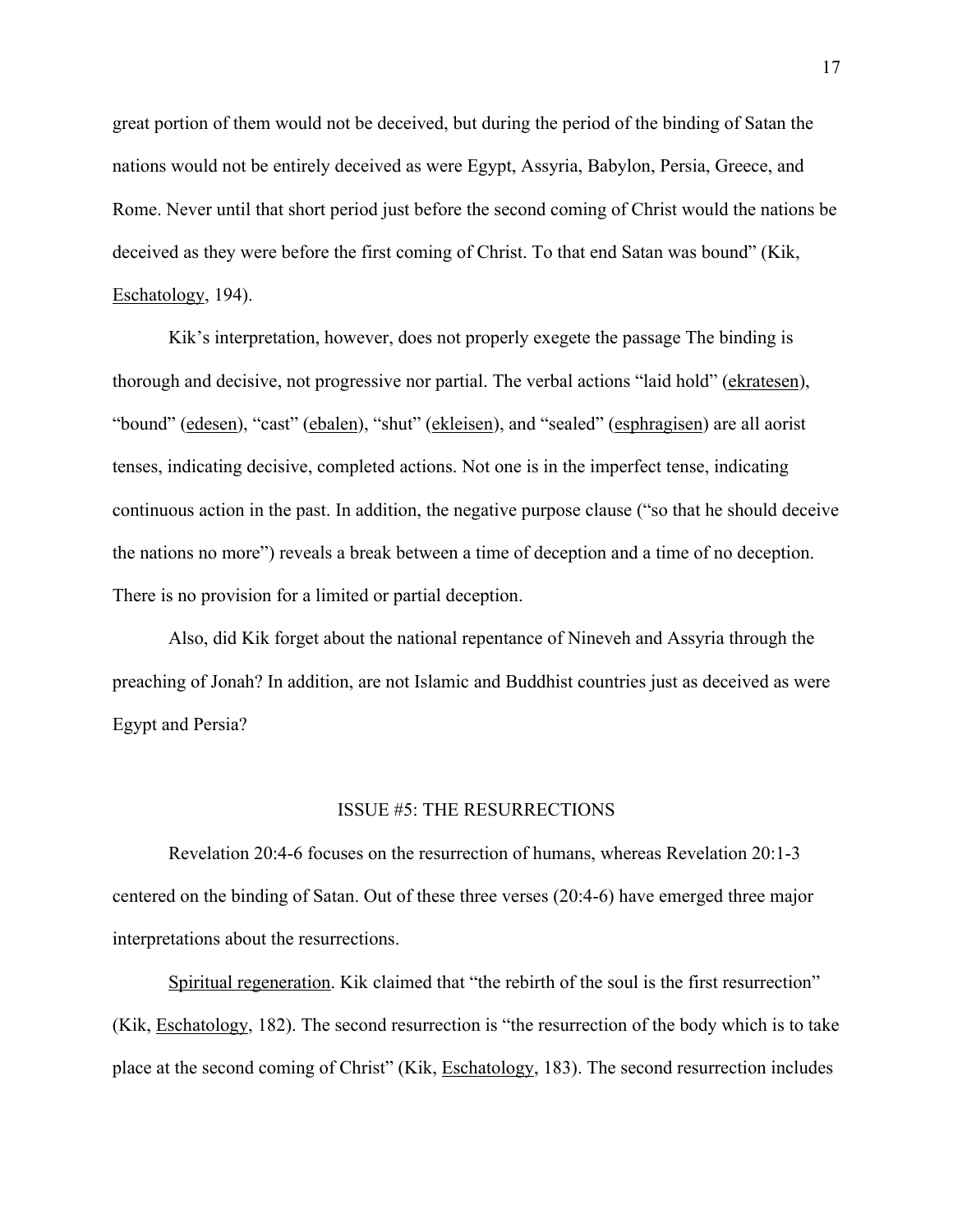great portion of them would not be deceived, but during the period of the binding of Satan the nations would not be entirely deceived as were Egypt, Assyria, Babylon, Persia, Greece, and Rome. Never until that short period just before the second coming of Christ would the nations be deceived as they were before the first coming of Christ. To that end Satan was bound" (Kik, Eschatology, 194).

Kik's interpretation, however, does not properly exegete the passage The binding is thorough and decisive, not progressive nor partial. The verbal actions "laid hold" (ekratesen), "bound" (edesen), "cast" (ebalen), "shut" (ekleisen), and "sealed" (esphragisen) are all aorist tenses, indicating decisive, completed actions. Not one is in the imperfect tense, indicating continuous action in the past. In addition, the negative purpose clause ("so that he should deceive the nations no more") reveals a break between a time of deception and a time of no deception. There is no provision for a limited or partial deception.

Also, did Kik forget about the national repentance of Nineveh and Assyria through the preaching of Jonah? In addition, are not Islamic and Buddhist countries just as deceived as were Egypt and Persia?

## ISSUE #5: THE RESURRECTIONS

Revelation 20:4-6 focuses on the resurrection of humans, whereas Revelation 20:1-3 centered on the binding of Satan. Out of these three verses (20:4-6) have emerged three major interpretations about the resurrections.

Spiritual regeneration. Kik claimed that "the rebirth of the soul is the first resurrection" (Kik, Eschatology, 182). The second resurrection is "the resurrection of the body which is to take place at the second coming of Christ" (Kik, Eschatology, 183). The second resurrection includes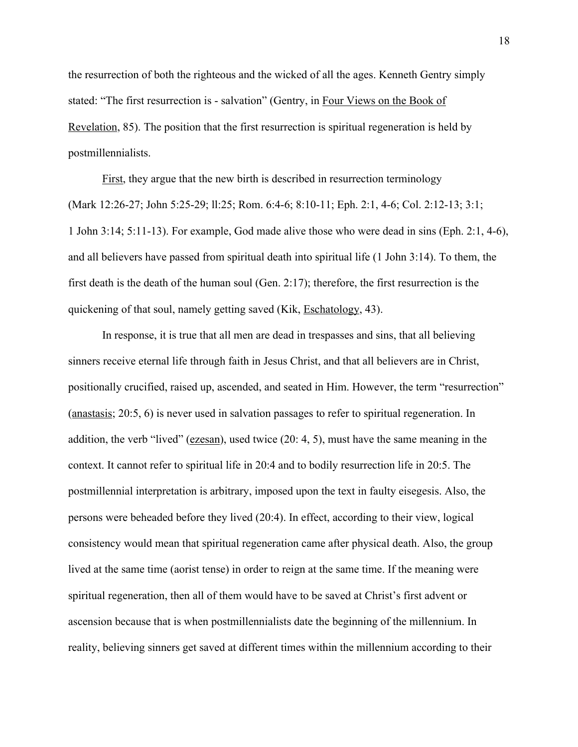the resurrection of both the righteous and the wicked of all the ages. Kenneth Gentry simply stated: "The first resurrection is - salvation" (Gentry, in Four Views on the Book of Revelation, 85). The position that the first resurrection is spiritual regeneration is held by postmillennialists.

First, they argue that the new birth is described in resurrection terminology (Mark 12:26-27; John 5:25-29; ll:25; Rom. 6:4-6; 8:10-11; Eph. 2:1, 4-6; Col. 2:12-13; 3:1; 1 John 3:14; 5:11-13). For example, God made alive those who were dead in sins (Eph. 2:1, 4-6), and all believers have passed from spiritual death into spiritual life (1 John 3:14). To them, the first death is the death of the human soul (Gen. 2:17); therefore, the first resurrection is the quickening of that soul, namely getting saved (Kik, Eschatology, 43).

In response, it is true that all men are dead in trespasses and sins, that all believing sinners receive eternal life through faith in Jesus Christ, and that all believers are in Christ, positionally crucified, raised up, ascended, and seated in Him. However, the term "resurrection" (anastasis; 20:5, 6) is never used in salvation passages to refer to spiritual regeneration. In addition, the verb "lived" (ezesan), used twice (20: 4, 5), must have the same meaning in the context. It cannot refer to spiritual life in 20:4 and to bodily resurrection life in 20:5. The postmillennial interpretation is arbitrary, imposed upon the text in faulty eisegesis. Also, the persons were beheaded before they lived (20:4). In effect, according to their view, logical consistency would mean that spiritual regeneration came after physical death. Also, the group lived at the same time (aorist tense) in order to reign at the same time. If the meaning were spiritual regeneration, then all of them would have to be saved at Christ's first advent or ascension because that is when postmillennialists date the beginning of the millennium. In reality, believing sinners get saved at different times within the millennium according to their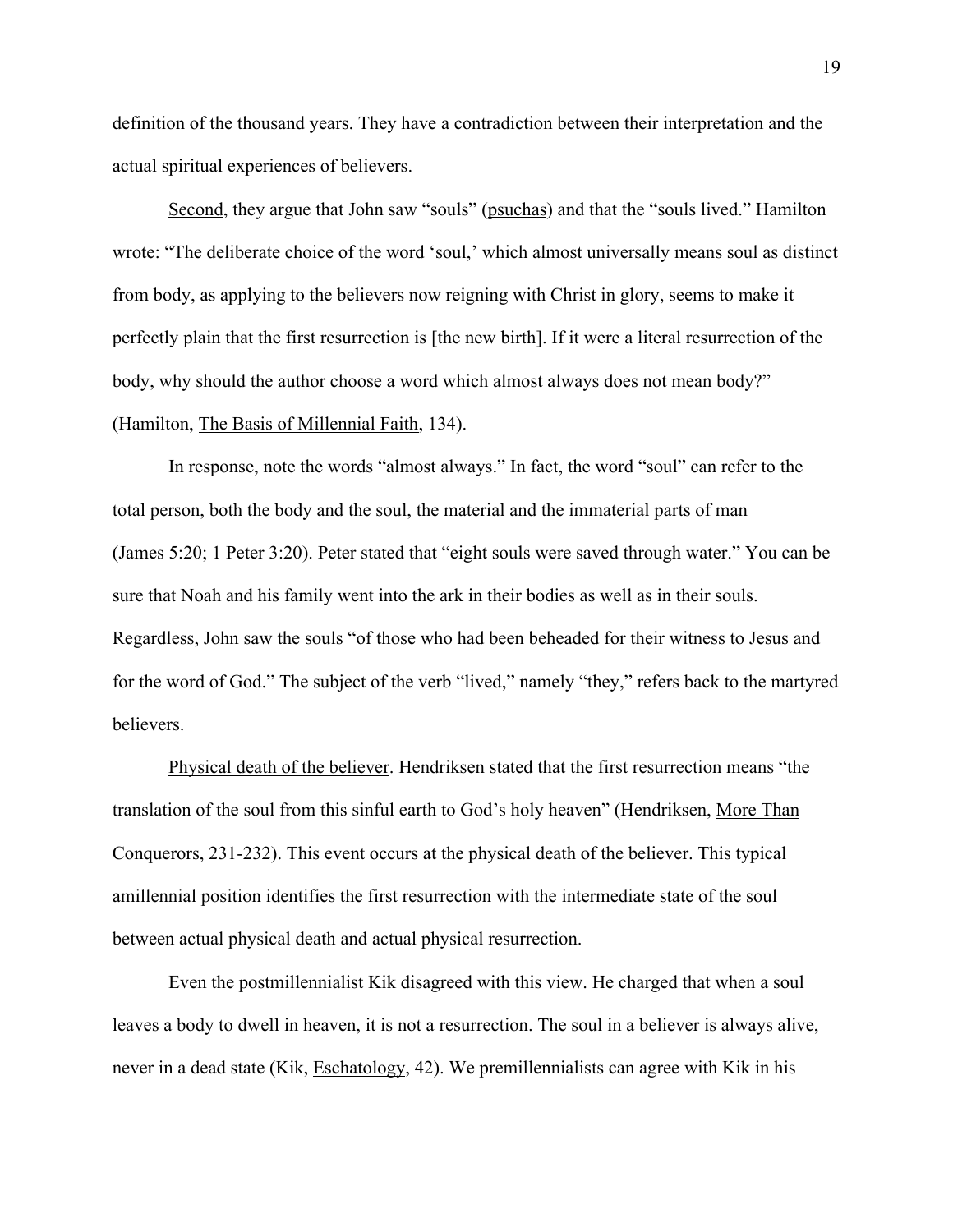definition of the thousand years. They have a contradiction between their interpretation and the actual spiritual experiences of believers.

<u>Second</u>, they argue that John saw "souls" (<u>psuchas</u>) and that the "souls lived." Hamilton wrote: "The deliberate choice of the word 'soul,' which almost universally means soul as distinct from body, as applying to the believers now reigning with Christ in glory, seems to make it perfectly plain that the first resurrection is [the new birth]. If it were a literal resurrection of the body, why should the author choose a word which almost always does not mean body?" (Hamilton, <u>The Basis of Millennial Faith</u>, 134).

In response, note the words "almost always." In fact, the word "soul" can refer to the total person, both the body and the soul, the material and the immaterial parts of man (James 5:20; 1 Peter 3:20). Peter stated that "eight souls were saved through water." You can be sure that Noah and his family went into the ark in their bodies as well as in their souls. Regardless, John saw the souls "of those who had been beheaded for their witness to Jesus and for the word of God." The subject of the verb "lived," namely "they," refers back to the martyred believers.

<u>Physical death of the believer</u>. Hendriksen stated that the first resurrection means "the translation of the soul from this sinful earth to God's holy heaven" (Hendriksen, <u>More Than Conquerors</u>, 231-232). This event occurs at the physical death of the believer. This typical amillennial position identifies the first resurrection with the intermediate state of the soul between actual physical death and actual physical resurrection.

Even the postmillennialist Kik disagreed with this view. He charged that when a soul leaves a body to dwell in heaven, it is not a resurrection. The soul in a believer is always alive, never in a dead state (Kik, <u>Eschatology</u>, 42). We premillennialists can agree with Kik in his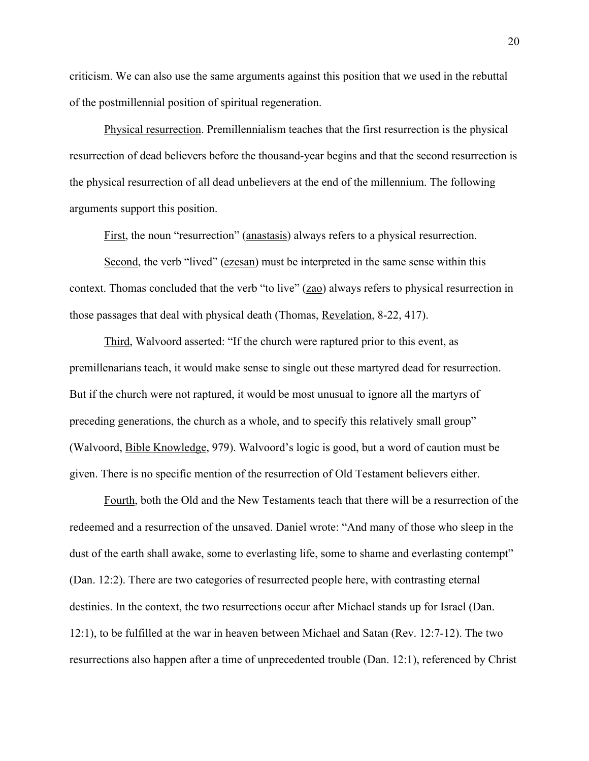criticism. We can also use the same arguments against this position that we used in the rebuttal of the postmillennial position of spiritual regeneration.

Physical resurrection. Premillennialism teaches that the first resurrection is the physical resurrection of dead believers before the thousand-year begins and that the second resurrection is the physical resurrection of all dead unbelievers at the end of the millennium. The following arguments support this position.

First, the noun "resurrection" (anastasis) always refers to a physical resurrection.

Second, the verb "lived" (ezesan) must be interpreted in the same sense within this context. Thomas concluded that the verb "to live" (zao) always refers to physical resurrection in those passages that deal with physical death (Thomas, Revelation, 8-22, 417).

Third, Walvoord asserted: "If the church were raptured prior to this event, as premillenarians teach, it would make sense to single out these martyred dead for resurrection. But if the church were not raptured, it would be most unusual to ignore all the martyrs of preceding generations, the church as a whole, and to specify this relatively small group" (Walvoord, Bible Knowledge, 979). Walvoord's logic is good, but a word of caution must be given. There is no specific mention of the resurrection of Old Testament believers either.

Fourth, both the Old and the New Testaments teach that there will be a resurrection of the redeemed and a resurrection of the unsaved. Daniel wrote: "And many of those who sleep in the dust of the earth shall awake, some to everlasting life, some to shame and everlasting contempt" (Dan. 12:2). There are two categories of resurrected people here, with contrasting eternal destinies. In the context, the two resurrections occur after Michael stands up for Israel (Dan. 12:1), to be fulfilled at the war in heaven between Michael and Satan (Rev. 12:7-12). The two resurrections also happen after a time of unprecedented trouble (Dan. 12:1), referenced by Christ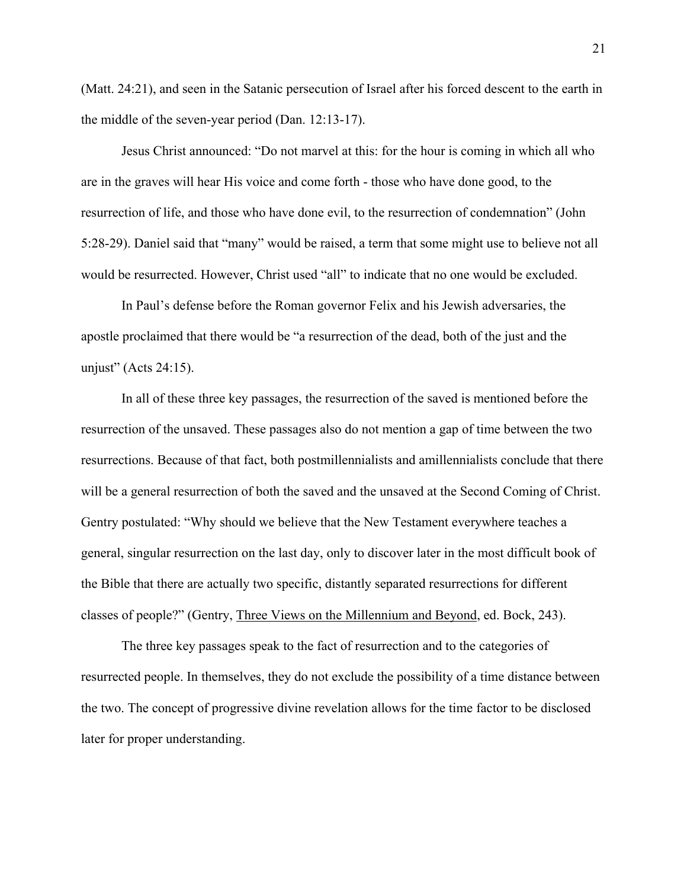(Matt. 24:21), and seen in the Satanic persecution of Israel after his forced descent to the earth in the middle of the seven-year period (Dan. 12:13-17).

Jesus Christ announced: "Do not marvel at this: for the hour is coming in which all who are in the graves will hear His voice and come forth - those who have done good, to the resurrection of life, and those who have done evil, to the resurrection of condemnation" (John 5:28-29). Daniel said that "many" would be raised, a term that some might use to believe not all would be resurrected. However, Christ used "all" to indicate that no one would be excluded.

In Paul's defense before the Roman governor Felix and his Jewish adversaries, the apostle proclaimed that there would be "a resurrection of the dead, both of the just and the unjust" (Acts 24:15).

In all of these three key passages, the resurrection of the saved is mentioned before the resurrection of the unsaved. These passages also do not mention a gap of time between the two resurrections. Because of that fact, both postmillennialists and amillennialists conclude that there will be a general resurrection of both the saved and the unsaved at the Second Coming of Christ. Gentry postulated: "Why should we believe that the New Testament everywhere teaches a general, singular resurrection on the last day, only to discover later in the most difficult book of the Bible that there are actually two specific, distantly separated resurrections for different classes of people?" (Gentry, Three Views on the Millennium and Beyond, ed. Bock, 243).

The three key passages speak to the fact of resurrection and to the categories of resurrected people. In themselves, they do not exclude the possibility of a time distance between the two. The concept of progressive divine revelation allows for the time factor to be disclosed later for proper understanding.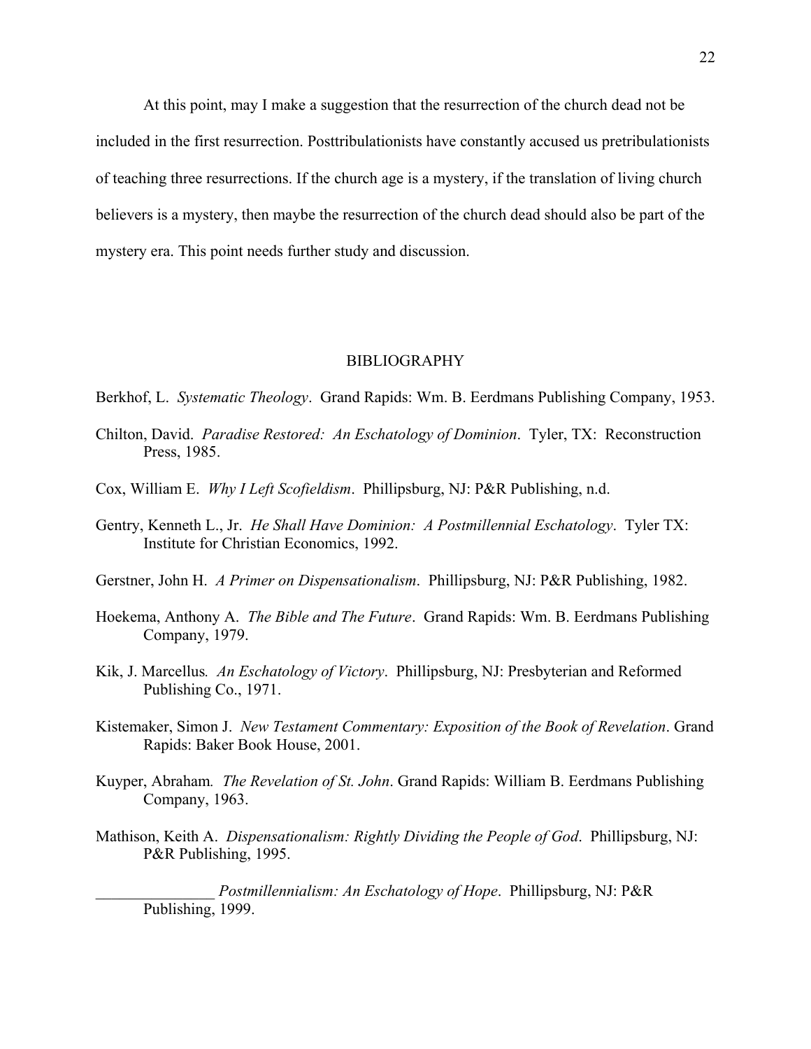At this point, may I make a suggestion that the resurrection of the church dead not be included in the first resurrection. Posttribulationists have constantly accused us pretribulationists of teaching three resurrections. If the church age is a mystery, if the translation of living church believers is a mystery, then maybe the resurrection of the church dead should also be part of the mystery era. This point needs further study and discussion.

## BIBLIOGRAPHY

Berkhof, L. *Systematic Theology*. Grand Rapids: Wm. B. Eerdmans Publishing Company, 1953.

Chilton, David. *Paradise Restored: An Eschatology of Dominion*. Tyler, TX: Reconstruction Press, 1985.

Cox, William E. *Why I Left Scofieldism*. Phillipsburg, NJ: P&R Publishing, n.d.

Gentry, Kenneth L., Jr. *He Shall Have Dominion: A Postmillennial Eschatology*. Tyler TX: Institute for Christian Economics, 1992.

Gerstner, John H. *A Primer on Dispensationalism*. Phillipsburg, NJ: P&R Publishing, 1982.

Hoekema, Anthony A. *The Bible and The Future*. Grand Rapids: Wm. B. Eerdmans Publishing Company, 1979.

Kik, J. Marcellus. *An Eschatology of Victory*. Phillipsburg, NJ: Presbyterian and Reformed Publishing Co., 1971.

Kistemaker, Simon J. *New Testament Commentary: Exposition of the Book of Revelation*. Grand Rapids: Baker Book House, 2001.

Kuyper, Abraham. *The Revelation of St. John*. Grand Rapids: William B. Eerdmans Publishing Company, 1963.

Mathison, Keith A. *Dispensationalism: Rightly Dividing the People of God*. Phillipsburg, NJ: P&R Publishing, 1995.

_______________ *Postmillennialism: An Eschatology of Hope*. Phillipsburg, NJ: P&R Publishing, 1999.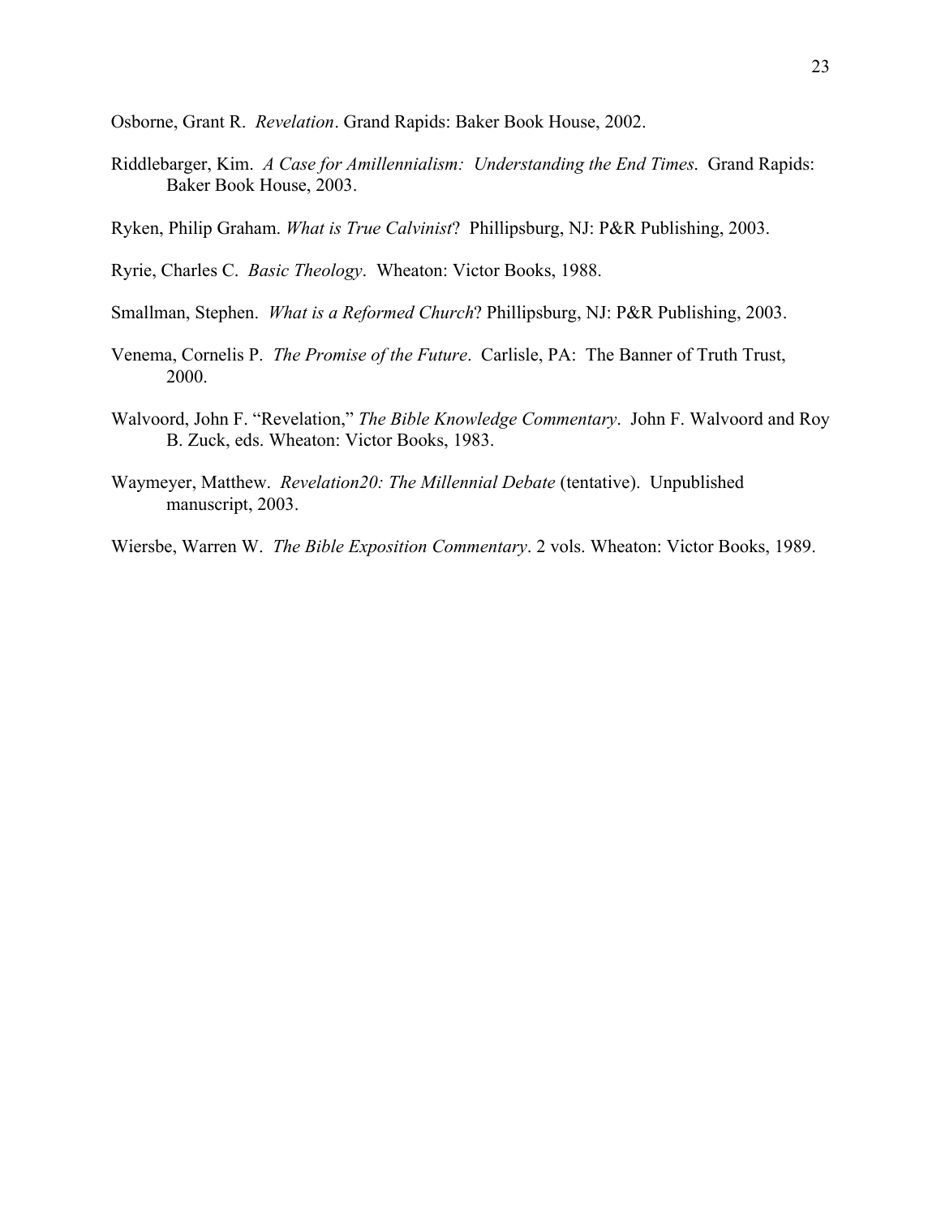Osborne, Grant R. *Revelation*. Grand Rapids: Baker Book House, 2002.

Riddlebarger, Kim. *A Case for Amillennialism: Understanding the End Times*. Grand Rapids: Baker Book House, 2003.

Ryken, Philip Graham. *What is True Calvinist*? Phillipsburg, NJ: P&R Publishing, 2003.

Ryrie, Charles C. *Basic Theology*. Wheaton: Victor Books, 1988.

Smallman, Stephen. *What is a Reformed Church*? Phillipsburg, NJ: P&R Publishing, 2003.

Venema, Cornelis P. *The Promise of the Future*. Carlisle, PA: The Banner of Truth Trust, 2000.

Walvoord, John F. "Revelation," *The Bible Knowledge Commentary*. John F. Walvoord and Roy B. Zuck, eds. Wheaton: Victor Books, 1983.

Waymeyer, Matthew. *Revelation20: The Millennial Debate* (tentative). Unpublished manuscript, 2003.

Wiersbe, Warren W. *The Bible Exposition Commentary*. 2 vols. Wheaton: Victor Books, 1989.